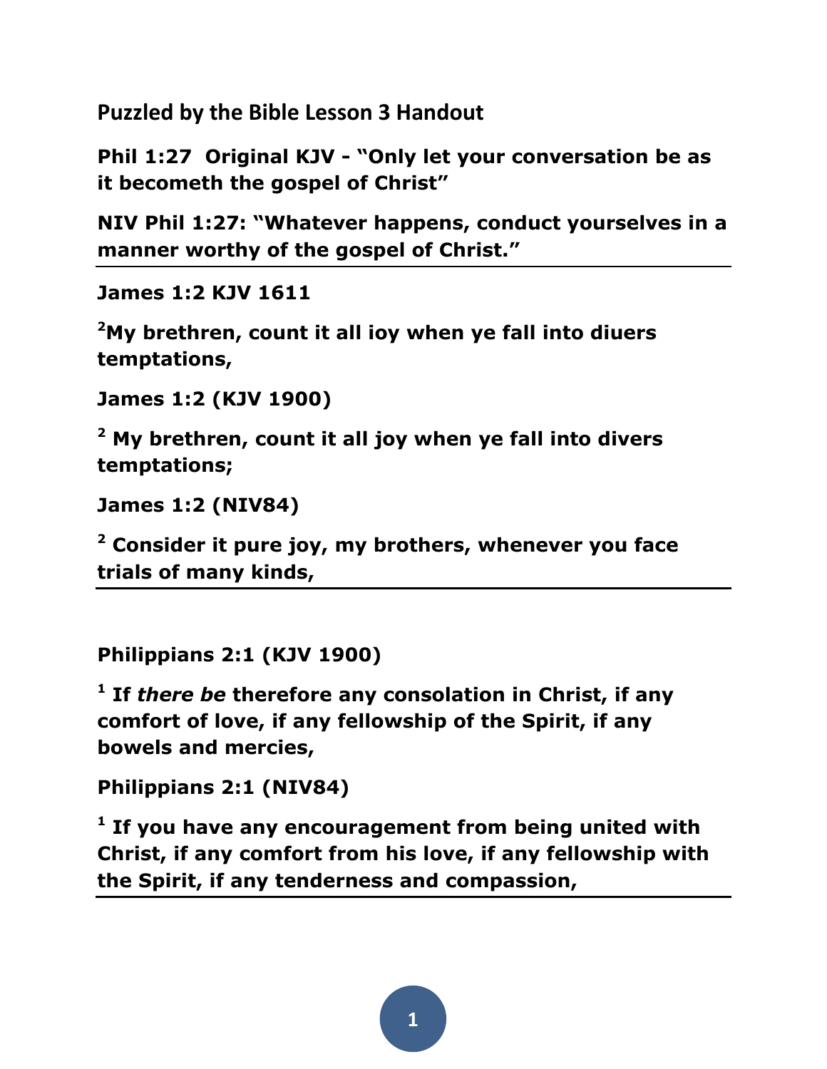# Puzzled by the Bible Lesson 3 Handout

**Phil 1:27 Original KJV - "Only let your conversation be as it becometh the gospel of Christ"**

**NIV Phil 1:27: "Whatever happens, conduct yourselves in a manner worthy of the gospel of Christ."**

---

**James 1:2 KJV 1611**

**[2]My brethren, count it all ioy when ye fall into diuers temptations,**

**James 1:2 (KJV 1900)**

**[2] My brethren, count it all joy when ye fall into divers temptations;**

**James 1:2 (NIV84)**

**[2] Consider it pure joy, my brothers, whenever you face trials of many kinds,**

---

**Philippians 2:1 (KJV 1900)**

**[1] If *there be* therefore any consolation in Christ, if any comfort of love, if any fellowship of the Spirit, if any bowels and mercies,**

**Philippians 2:1 (NIV84)**

**[1] If you have any encouragement from being united with Christ, if any comfort from his love, if any fellowship with the Spirit, if any tenderness and compassion,**

---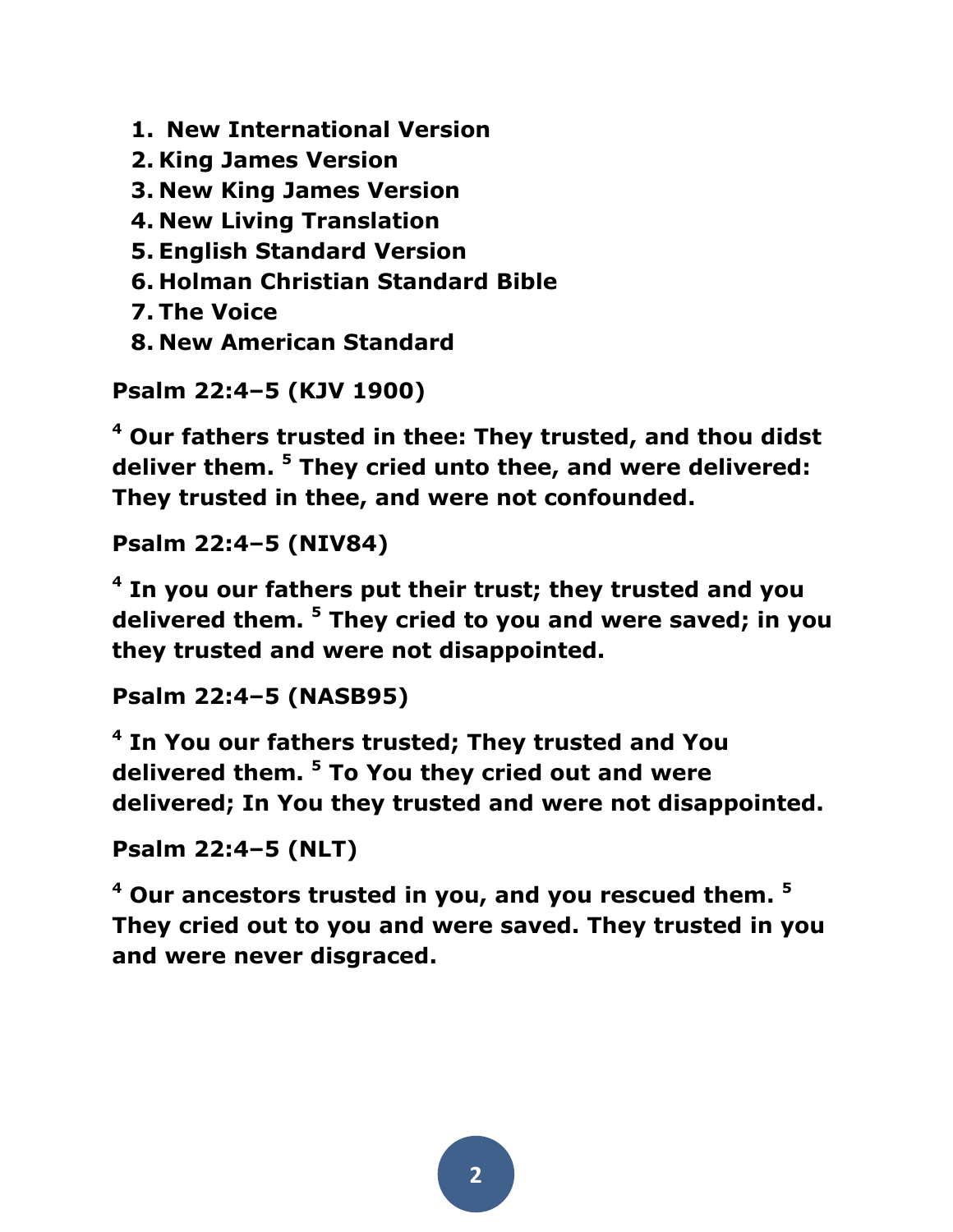1. **New International Version**
2. **King James Version**
3. **New King James Version**
4. **New Living Translation**
5. **English Standard Version**
6. **Holman Christian Standard Bible**
7. **The Voice**
8. **New American Standard**

**Psalm 22:4–5 (KJV 1900)**

**[4] Our fathers trusted in thee: They trusted, and thou didst deliver them. [5] They cried unto thee, and were delivered: They trusted in thee, and were not confounded.**

**Psalm 22:4–5 (NIV84)**

**[4] In you our fathers put their trust; they trusted and you delivered them. [5] They cried to you and were saved; in you they trusted and were not disappointed.**

**Psalm 22:4–5 (NASB95)**

**[4] In You our fathers trusted; They trusted and You delivered them. [5] To You they cried out and were delivered; In You they trusted and were not disappointed.**

**Psalm 22:4–5 (NLT)**

**[4] Our ancestors trusted in you, and you rescued them. [5] They cried out to you and were saved. They trusted in you and were never disgraced.**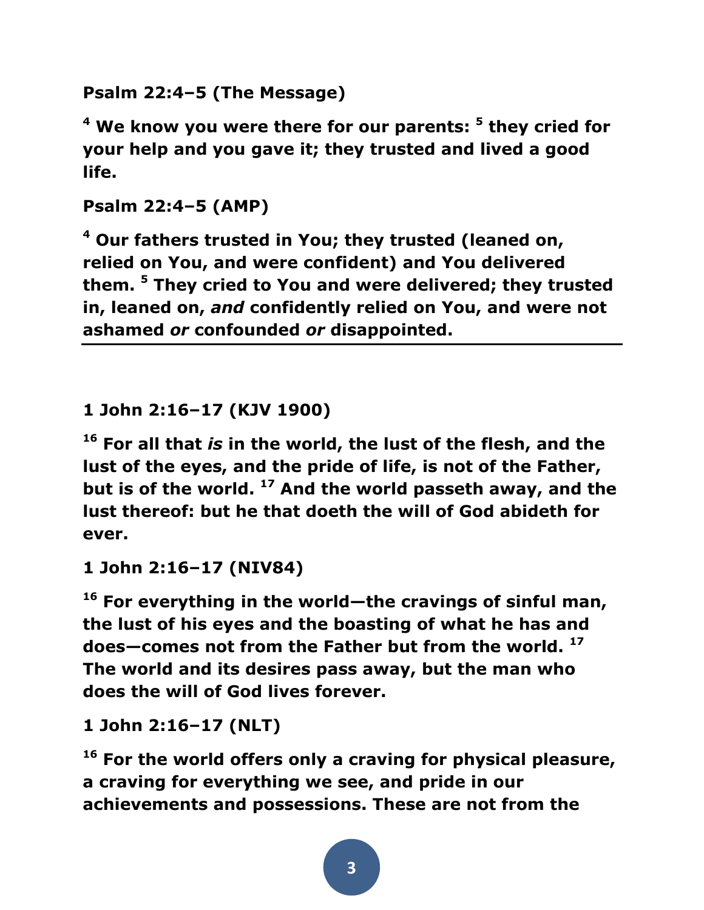**Psalm 22:4–5 (The Message)**

**[4] We know you were there for our parents: [5] they cried for your help and you gave it; they trusted and lived a good life.**

**Psalm 22:4–5 (AMP)**

**[4] Our fathers trusted in You; they trusted (leaned on, relied on You, and were confident) and You delivered them. [5] They cried to You and were delivered; they trusted in, leaned on, *and* confidently relied on You, and were not ashamed *or* confounded *or* disappointed.**

---

**1 John 2:16–17 (KJV 1900)**

**[16] For all that *is* in the world, the lust of the flesh, and the lust of the eyes, and the pride of life, is not of the Father, but is of the world. [17] And the world passeth away, and the lust thereof: but he that doeth the will of God abideth for ever.**

**1 John 2:16–17 (NIV84)**

**[16] For everything in the world—the cravings of sinful man, the lust of his eyes and the boasting of what he has and does—comes not from the Father but from the world. [17] The world and its desires pass away, but the man who does the will of God lives forever.**

**1 John 2:16–17 (NLT)**

**[16] For the world offers only a craving for physical pleasure, a craving for everything we see, and pride in our achievements and possessions. These are not from the**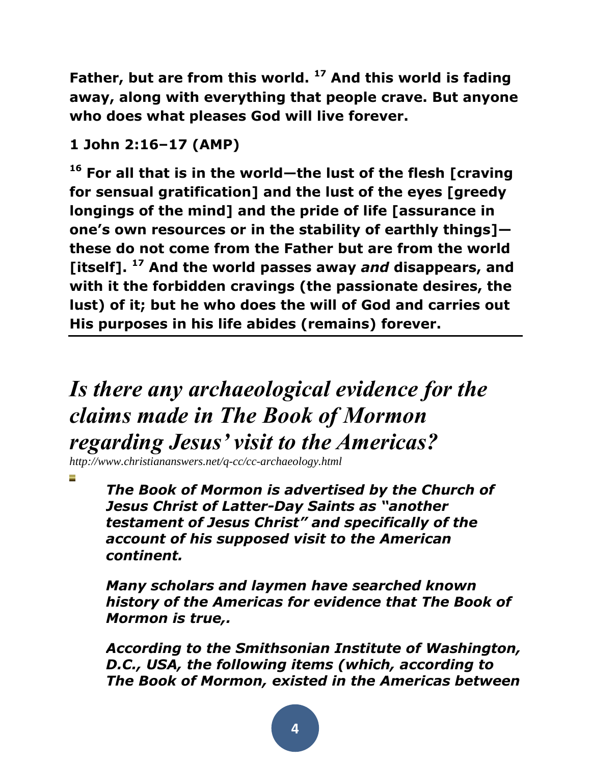**Father, but are from this world. [17] And this world is fading away, along with everything that people crave. But anyone who does what pleases God will live forever.**

**1 John 2:16–17 (AMP)**

**[16] For all that is in the world—the lust of the flesh [craving for sensual gratification] and the lust of the eyes [greedy longings of the mind] and the pride of life [assurance in one's own resources or in the stability of earthly things]—these do not come from the Father but are from the world [itself]. [17] And the world passes away *and* disappears, and with it the forbidden cravings (the passionate desires, the lust) of it; but he who does the will of God and carries out His purposes in his life abides (remains) forever.**

---

# *Is there any archaeological evidence for the claims made in The Book of Mormon regarding Jesus' visit to the Americas?*

*http://www.christiananswers.net/q-cc/cc-archaeology.html*

> ***The Book of Mormon is advertised by the Church of Jesus Christ of Latter-Day Saints as "another testament of Jesus Christ" and specifically of the account of his supposed visit to the American continent.***
>
> ***Many scholars and laymen have searched known history of the Americas for evidence that The Book of Mormon is true,.***
>
> ***According to the Smithsonian Institute of Washington, D.C., USA, the following items (which, according to The Book of Mormon, existed in the Americas between***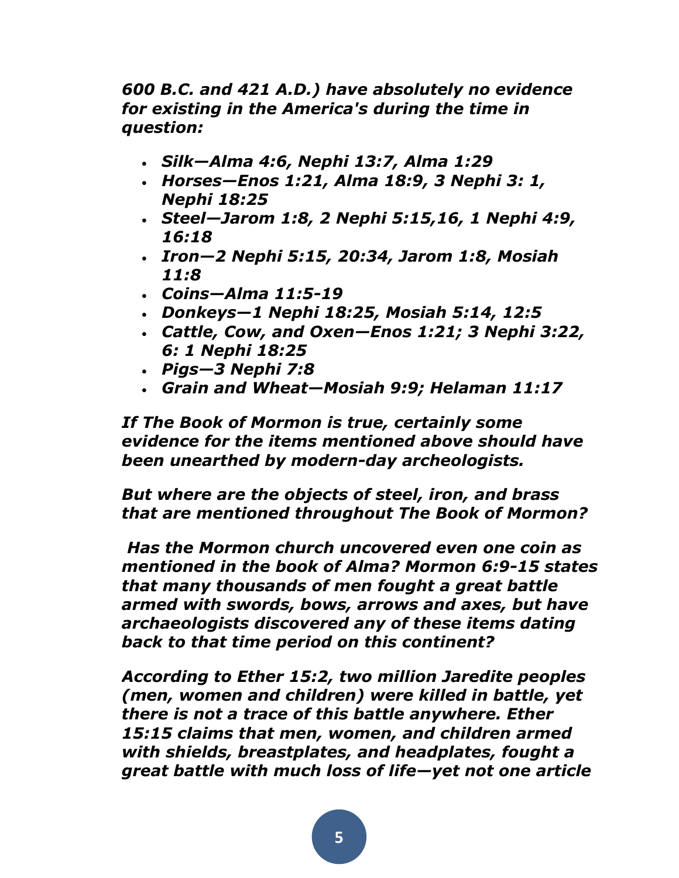*600 B.C. and 421 A.D.) have absolutely no evidence for existing in the America's during the time in question:*

- ***Silk—Alma 4:6, Nephi 13:7, Alma 1:29***
- ***Horses—Enos 1:21, Alma 18:9, 3 Nephi 3: 1, Nephi 18:25***
- ***Steel—Jarom 1:8, 2 Nephi 5:15,16, 1 Nephi 4:9, 16:18***
- ***Iron—2 Nephi 5:15, 20:34, Jarom 1:8, Mosiah 11:8***
- ***Coins—Alma 11:5-19***
- ***Donkeys—1 Nephi 18:25, Mosiah 5:14, 12:5***
- ***Cattle, Cow, and Oxen—Enos 1:21; 3 Nephi 3:22, 6: 1 Nephi 18:25***
- ***Pigs—3 Nephi 7:8***
- ***Grain and Wheat—Mosiah 9:9; Helaman 11:17***

***If The Book of Mormon is true, certainly some evidence for the items mentioned above should have been unearthed by modern-day archeologists.***

***But where are the objects of steel, iron, and brass that are mentioned throughout The Book of Mormon?***

***Has the Mormon church uncovered even one coin as mentioned in the book of Alma? Mormon 6:9-15 states that many thousands of men fought a great battle armed with swords, bows, arrows and axes, but have archaeologists discovered any of these items dating back to that time period on this continent?***

***According to Ether 15:2, two million Jaredite peoples (men, women and children) were killed in battle, yet there is not a trace of this battle anywhere. Ether 15:15 claims that men, women, and children armed with shields, breastplates, and headplates, fought a great battle with much loss of life—yet not one article***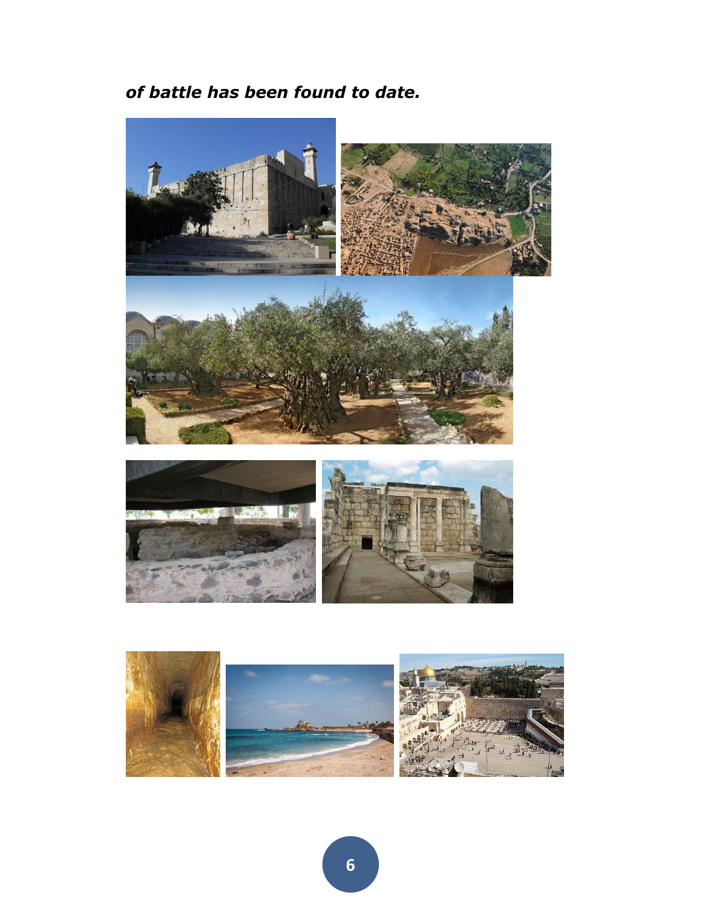***of battle has been found to date.***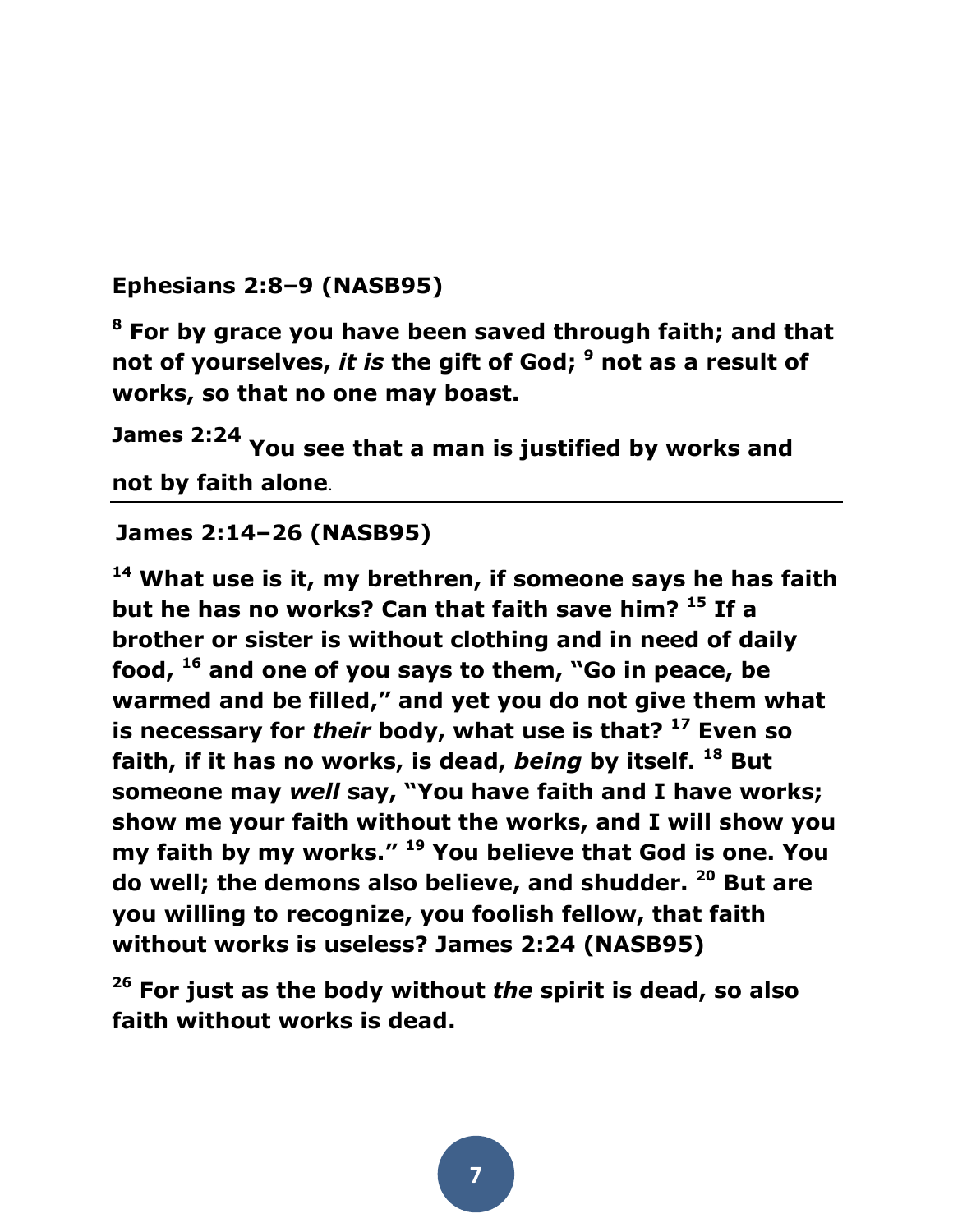**Ephesians 2:8–9 (NASB95)**

**[8] For by grace you have been saved through faith; and that not of yourselves, *it is* the gift of God; [9] not as a result of works, so that no one may boast.**

**James 2:24 You see that a man is justified by works and not by faith alone**.

---

**James 2:14–26 (NASB95)**

**[14] What use is it, my brethren, if someone says he has faith but he has no works? Can that faith save him? [15] If a brother or sister is without clothing and in need of daily food, [16] and one of you says to them, "Go in peace, be warmed and be filled," and yet you do not give them what is necessary for *their* body, what use is that? [17] Even so faith, if it has no works, is dead, *being* by itself. [18] But someone may *well* say, "You have faith and I have works; show me your faith without the works, and I will show you my faith by my works." [19] You believe that God is one. You do well; the demons also believe, and shudder. [20] But are you willing to recognize, you foolish fellow, that faith without works is useless? James 2:24 (NASB95)**

**[26] For just as the body without *the* spirit is dead, so also faith without works is dead.**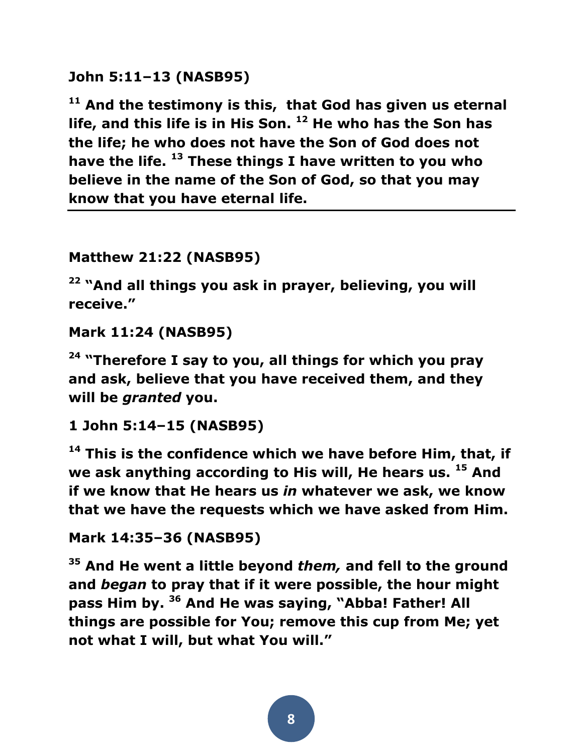**John 5:11–13 (NASB95)**

**[11] And the testimony is this, that God has given us eternal life, and this life is in His Son. [12] He who has the Son has the life; he who does not have the Son of God does not have the life. [13] These things I have written to you who believe in the name of the Son of God, so that you may know that you have eternal life.**

---

**Matthew 21:22 (NASB95)**

**[22] "And all things you ask in prayer, believing, you will receive."**

**Mark 11:24 (NASB95)**

**[24] "Therefore I say to you, all things for which you pray and ask, believe that you have received them, and they will be *granted* you.**

**1 John 5:14–15 (NASB95)**

**[14] This is the confidence which we have before Him, that, if we ask anything according to His will, He hears us. [15] And if we know that He hears us *in* whatever we ask, we know that we have the requests which we have asked from Him.**

**Mark 14:35–36 (NASB95)**

**[35] And He went a little beyond *them,* and fell to the ground and *began* to pray that if it were possible, the hour might pass Him by. [36] And He was saying, "Abba! Father! All things are possible for You; remove this cup from Me; yet not what I will, but what You will."**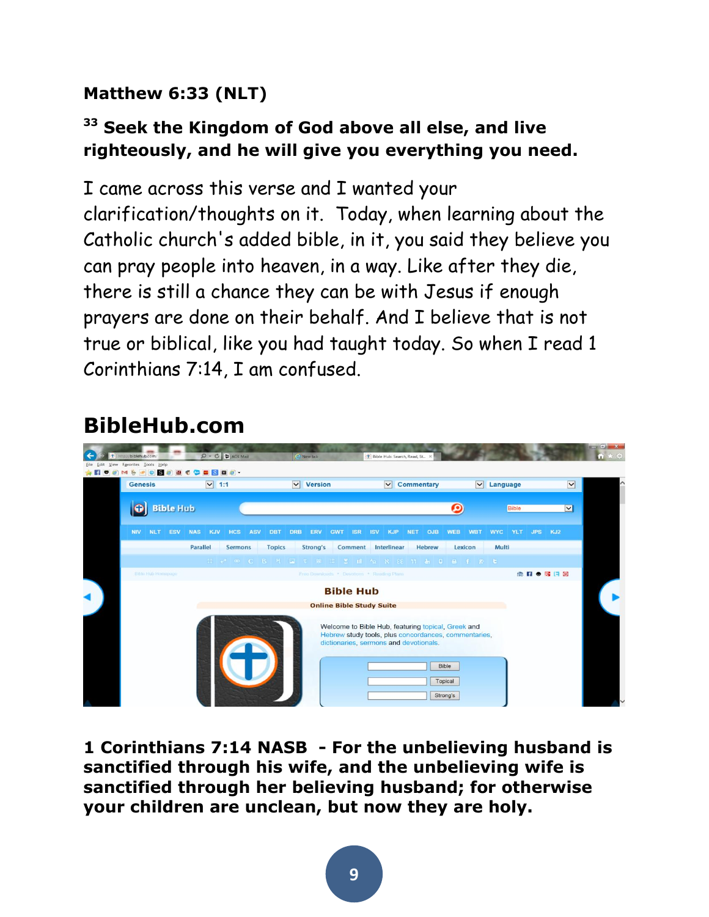**Matthew 6:33 (NLT)**

**33 Seek the Kingdom of God above all else, and live righteously, and he will give you everything you need.**

I came across this verse and I wanted your clarification/thoughts on it. Today, when learning about the Catholic church's added bible, in it, you said they believe you can pray people into heaven, in a way. Like after they die, there is still a chance they can be with Jesus if enough prayers are done on their behalf. And I believe that is not true or biblical, like you had taught today. So when I read 1 Corinthians 7:14, I am confused.

## BibleHub.com

**1 Corinthians 7:14 NASB - For the unbelieving husband is sanctified through his wife, and the unbelieving wife is sanctified through her believing husband; for otherwise your children are unclean, but now they are holy.**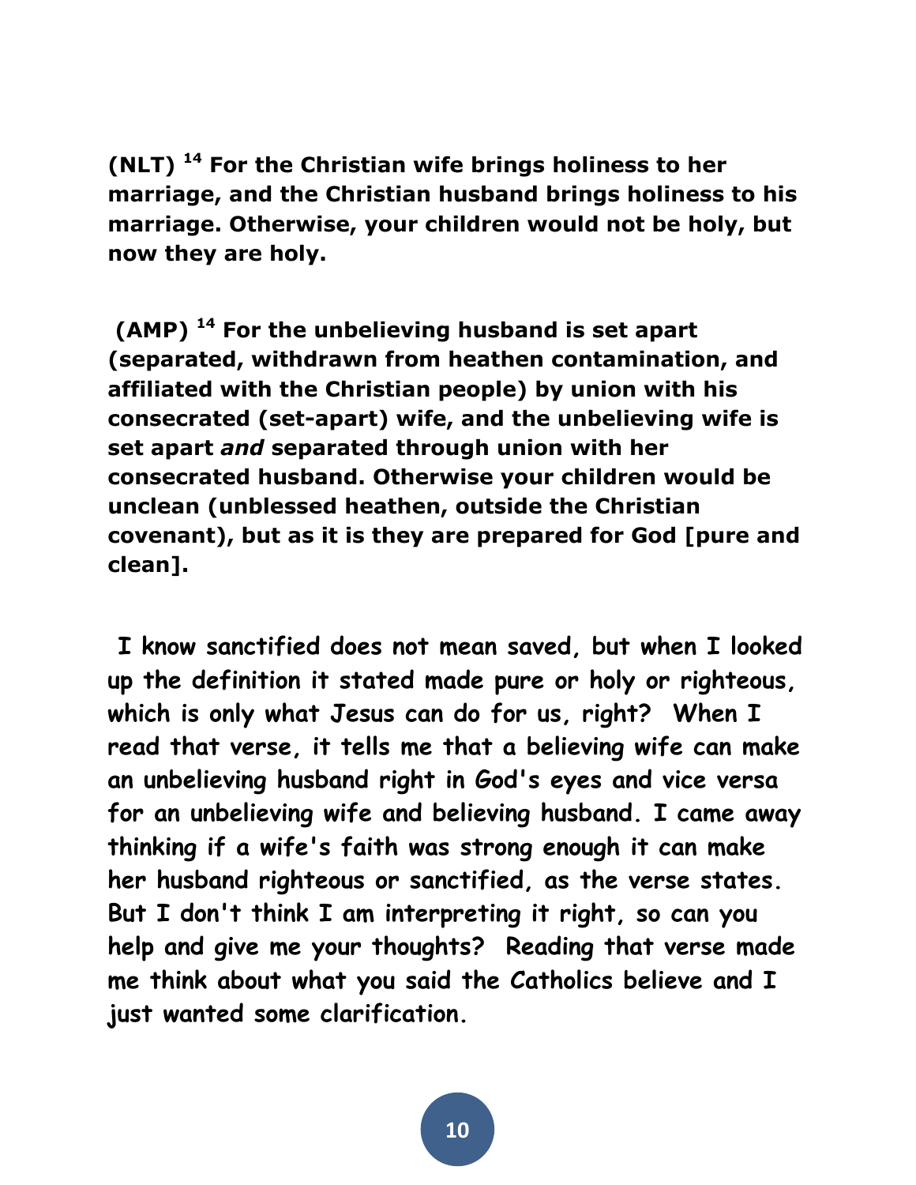**(NLT) [14] For the Christian wife brings holiness to her marriage, and the Christian husband brings holiness to his marriage. Otherwise, your children would not be holy, but now they are holy.**

**(AMP) [14] For the unbelieving husband is set apart (separated, withdrawn from heathen contamination, and affiliated with the Christian people) by union with his consecrated (set-apart) wife, and the unbelieving wife is set apart *and* separated through union with her consecrated husband. Otherwise your children would be unclean (unblessed heathen, outside the Christian covenant), but as it is they are prepared for God [pure and clean].**

**I know sanctified does not mean saved, but when I looked up the definition it stated made pure or holy or righteous, which is only what Jesus can do for us, right? When I read that verse, it tells me that a believing wife can make an unbelieving husband right in God's eyes and vice versa for an unbelieving wife and believing husband. I came away thinking if a wife's faith was strong enough it can make her husband righteous or sanctified, as the verse states. But I don't think I am interpreting it right, so can you help and give me your thoughts? Reading that verse made me think about what you said the Catholics believe and I just wanted some clarification.**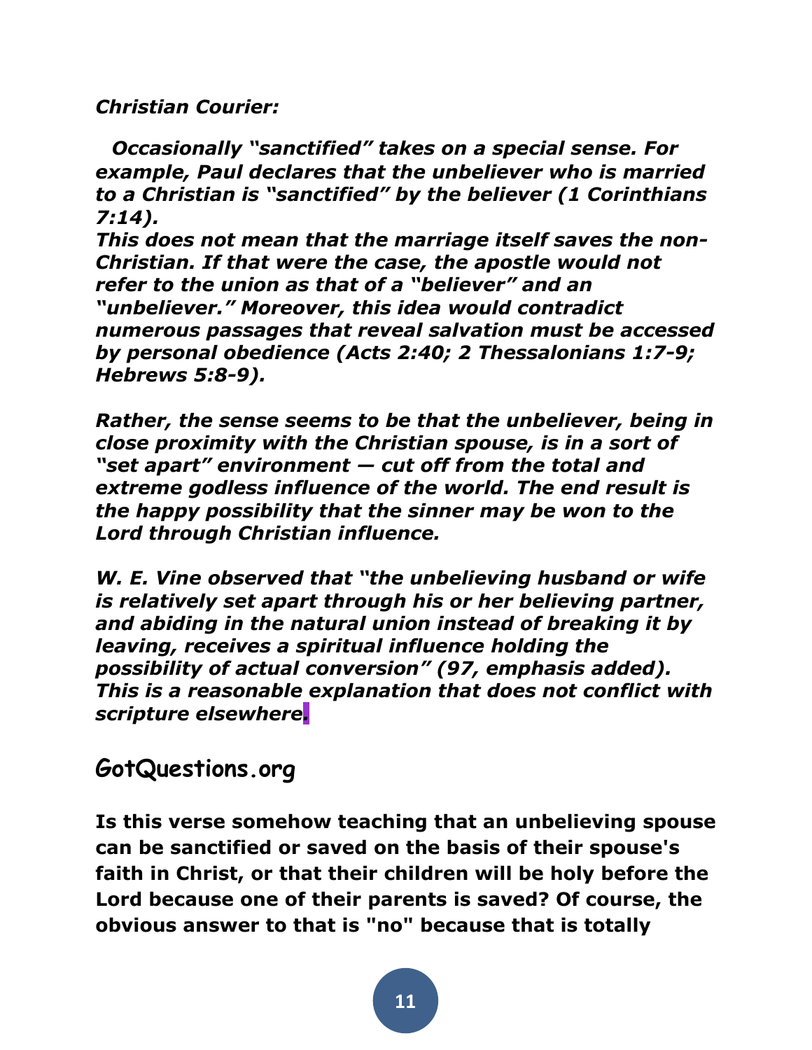***Christian Courier:***

***Occasionally "sanctified" takes on a special sense. For example, Paul declares that the unbeliever who is married to a Christian is "sanctified" by the believer (1 Corinthians 7:14).***
***This does not mean that the marriage itself saves the non-Christian. If that were the case, the apostle would not refer to the union as that of a "believer" and an "unbeliever." Moreover, this idea would contradict numerous passages that reveal salvation must be accessed by personal obedience (Acts 2:40; 2 Thessalonians 1:7-9; Hebrews 5:8-9).***

***Rather, the sense seems to be that the unbeliever, being in close proximity with the Christian spouse, is in a sort of "set apart" environment — cut off from the total and extreme godless influence of the world. The end result is the happy possibility that the sinner may be won to the Lord through Christian influence.***

***W. E. Vine observed that "the unbelieving husband or wife is relatively set apart through his or her believing partner, and abiding in the natural union instead of breaking it by leaving, receives a spiritual influence holding the possibility of actual conversion" (97, emphasis added). This is a reasonable explanation that does not conflict with scripture elsewhere.***

## GotQuestions.org

**Is this verse somehow teaching that an unbelieving spouse can be sanctified or saved on the basis of their spouse's faith in Christ, or that their children will be holy before the Lord because one of their parents is saved? Of course, the obvious answer to that is "no" because that is totally**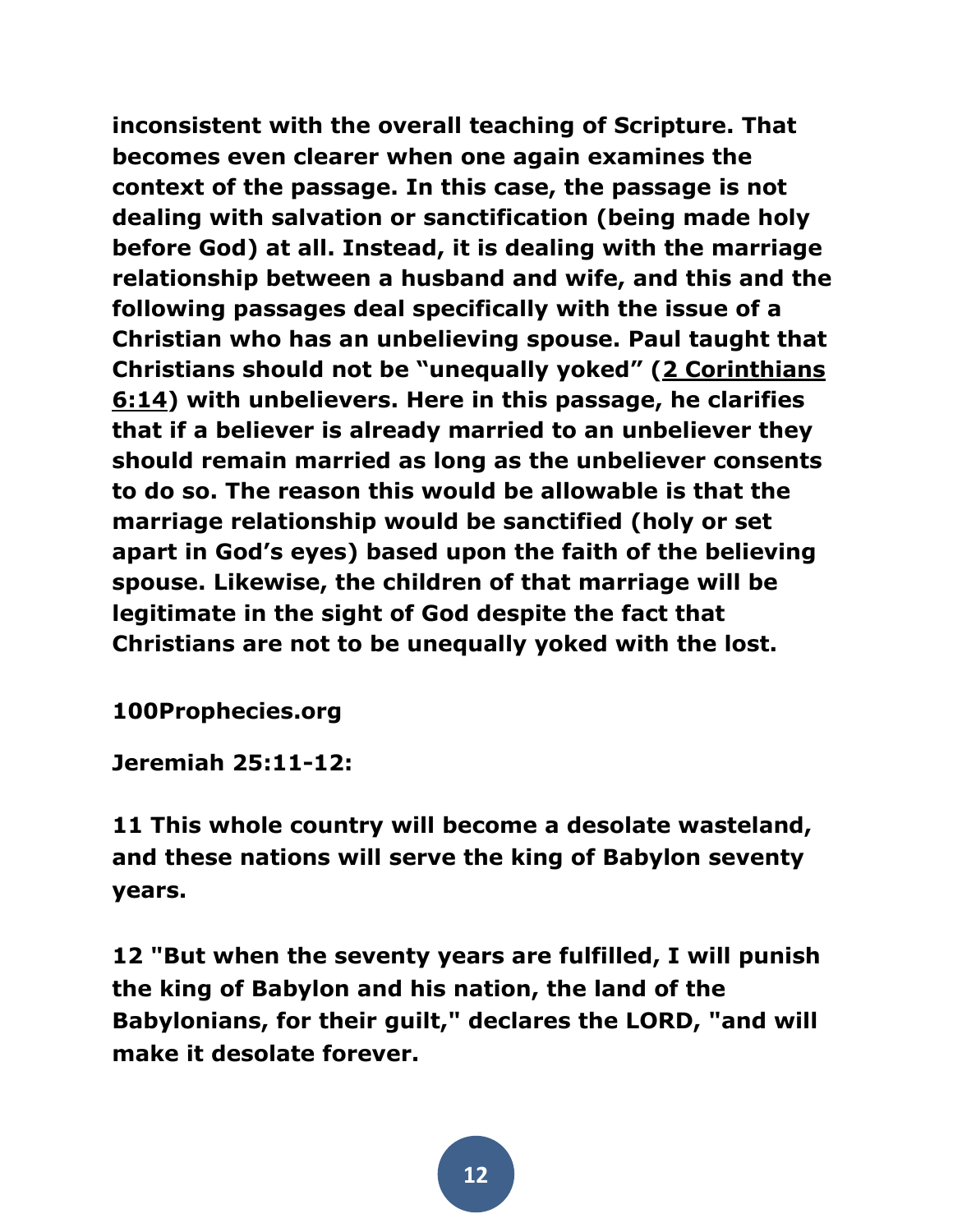**inconsistent with the overall teaching of Scripture. That becomes even clearer when one again examines the context of the passage. In this case, the passage is not dealing with salvation or sanctification (being made holy before God) at all. Instead, it is dealing with the marriage relationship between a husband and wife, and this and the following passages deal specifically with the issue of a Christian who has an unbelieving spouse. Paul taught that Christians should not be "unequally yoked" (2 Corinthians 6:14) with unbelievers. Here in this passage, he clarifies that if a believer is already married to an unbeliever they should remain married as long as the unbeliever consents to do so. The reason this would be allowable is that the marriage relationship would be sanctified (holy or set apart in God's eyes) based upon the faith of the believing spouse. Likewise, the children of that marriage will be legitimate in the sight of God despite the fact that Christians are not to be unequally yoked with the lost.**

**100Prophecies.org**

**Jeremiah 25:11-12:**

**11 This whole country will become a desolate wasteland, and these nations will serve the king of Babylon seventy years.**

**12 "But when the seventy years are fulfilled, I will punish the king of Babylon and his nation, the land of the Babylonians, for their guilt," declares the LORD, "and will make it desolate forever.**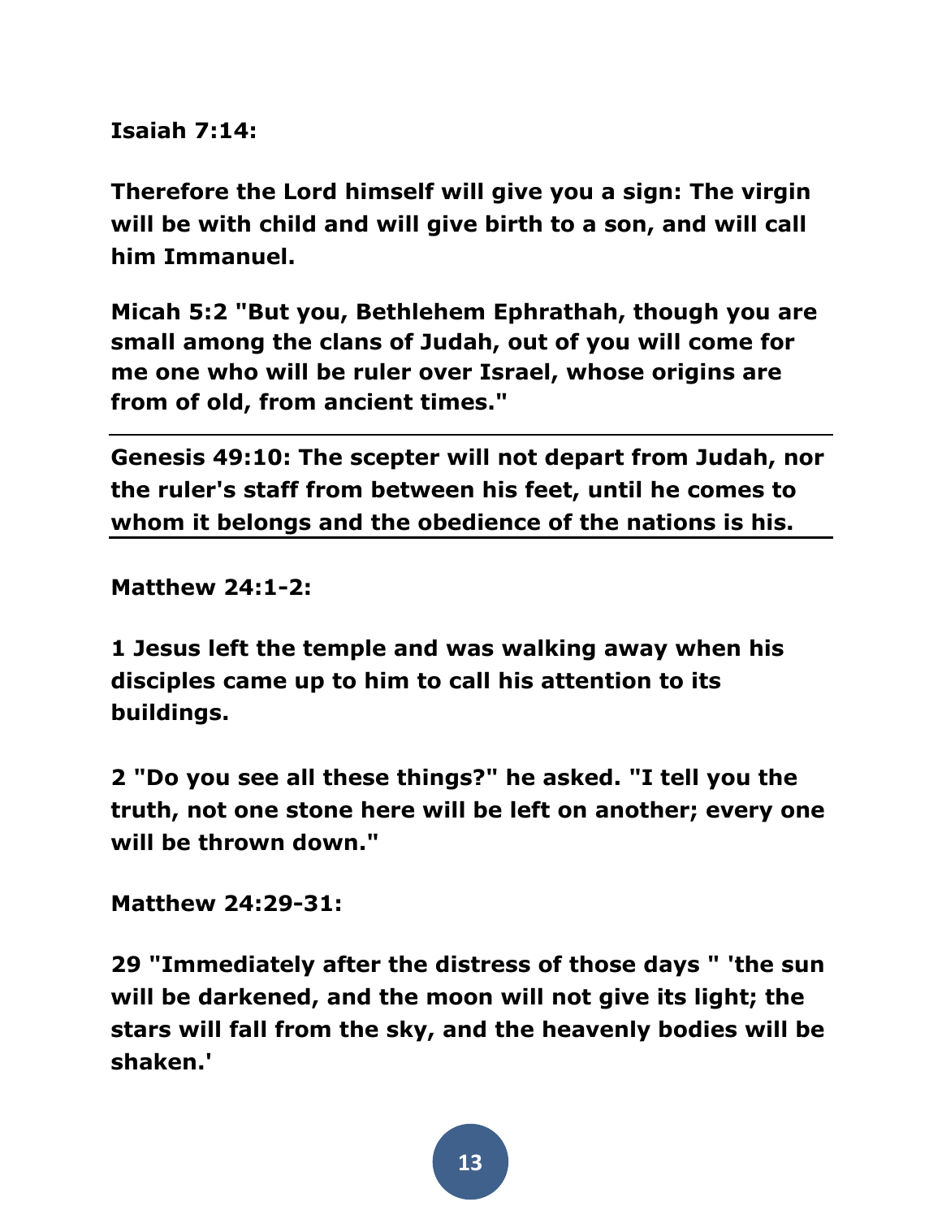**Isaiah 7:14:**

**Therefore the Lord himself will give you a sign: The virgin will be with child and will give birth to a son, and will call him Immanuel.**

**Micah 5:2 "But you, Bethlehem Ephrathah, though you are small among the clans of Judah, out of you will come for me one who will be ruler over Israel, whose origins are from of old, from ancient times."**

---

**Genesis 49:10: The scepter will not depart from Judah, nor the ruler's staff from between his feet, until he comes to whom it belongs and the obedience of the nations is his.**

---

**Matthew 24:1-2:**

**1 Jesus left the temple and was walking away when his disciples came up to him to call his attention to its buildings.**

**2 "Do you see all these things?" he asked. "I tell you the truth, not one stone here will be left on another; every one will be thrown down."**

**Matthew 24:29-31:**

**29 "Immediately after the distress of those days " 'the sun will be darkened, and the moon will not give its light; the stars will fall from the sky, and the heavenly bodies will be shaken.'**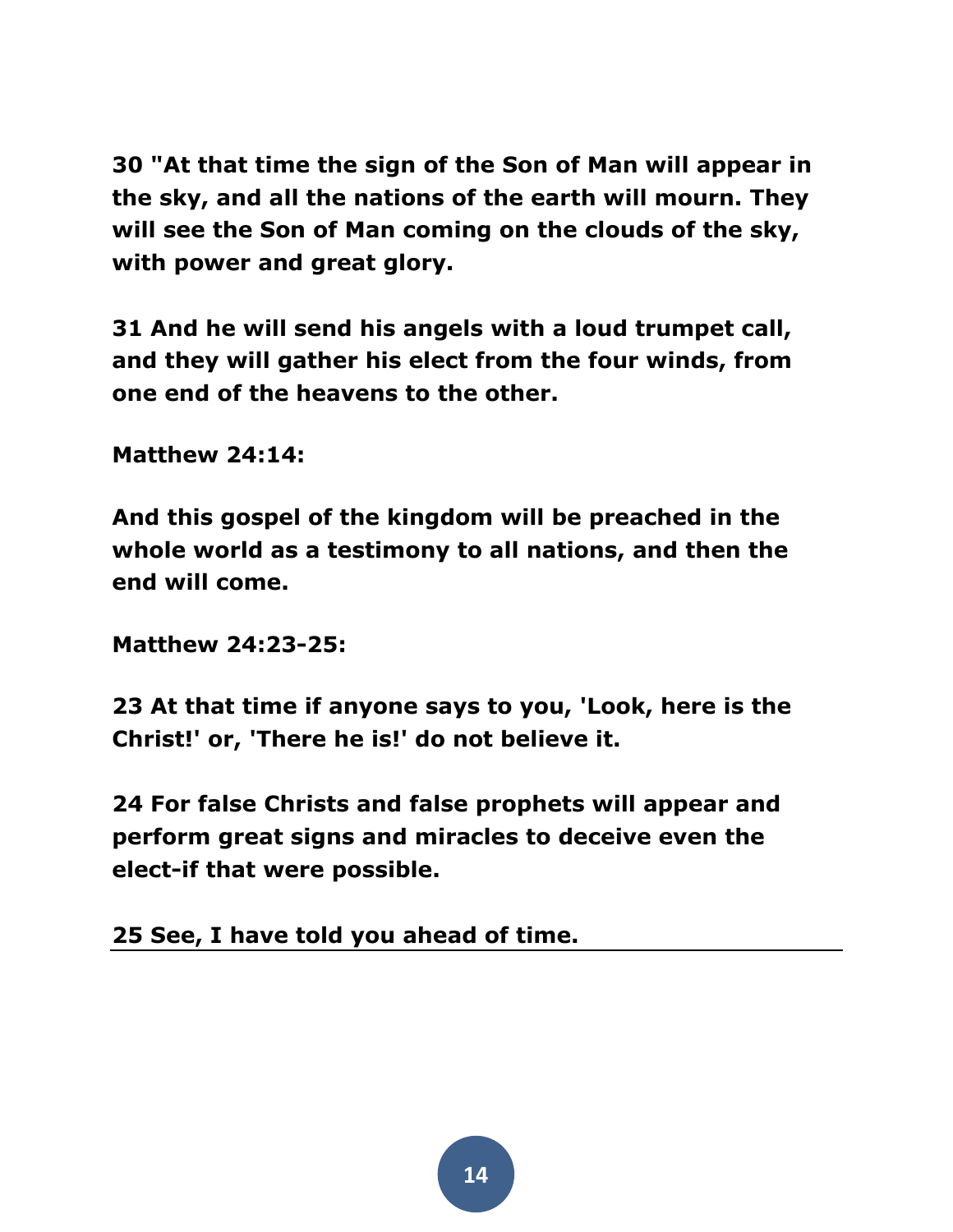**30 "At that time the sign of the Son of Man will appear in the sky, and all the nations of the earth will mourn. They will see the Son of Man coming on the clouds of the sky, with power and great glory.**

**31 And he will send his angels with a loud trumpet call, and they will gather his elect from the four winds, from one end of the heavens to the other.**

**Matthew 24:14:**

**And this gospel of the kingdom will be preached in the whole world as a testimony to all nations, and then the end will come.**

**Matthew 24:23-25:**

**23 At that time if anyone says to you, 'Look, here is the Christ!' or, 'There he is!' do not believe it.**

**24 For false Christs and false prophets will appear and perform great signs and miracles to deceive even the elect-if that were possible.**

**25 See, I have told you ahead of time.**